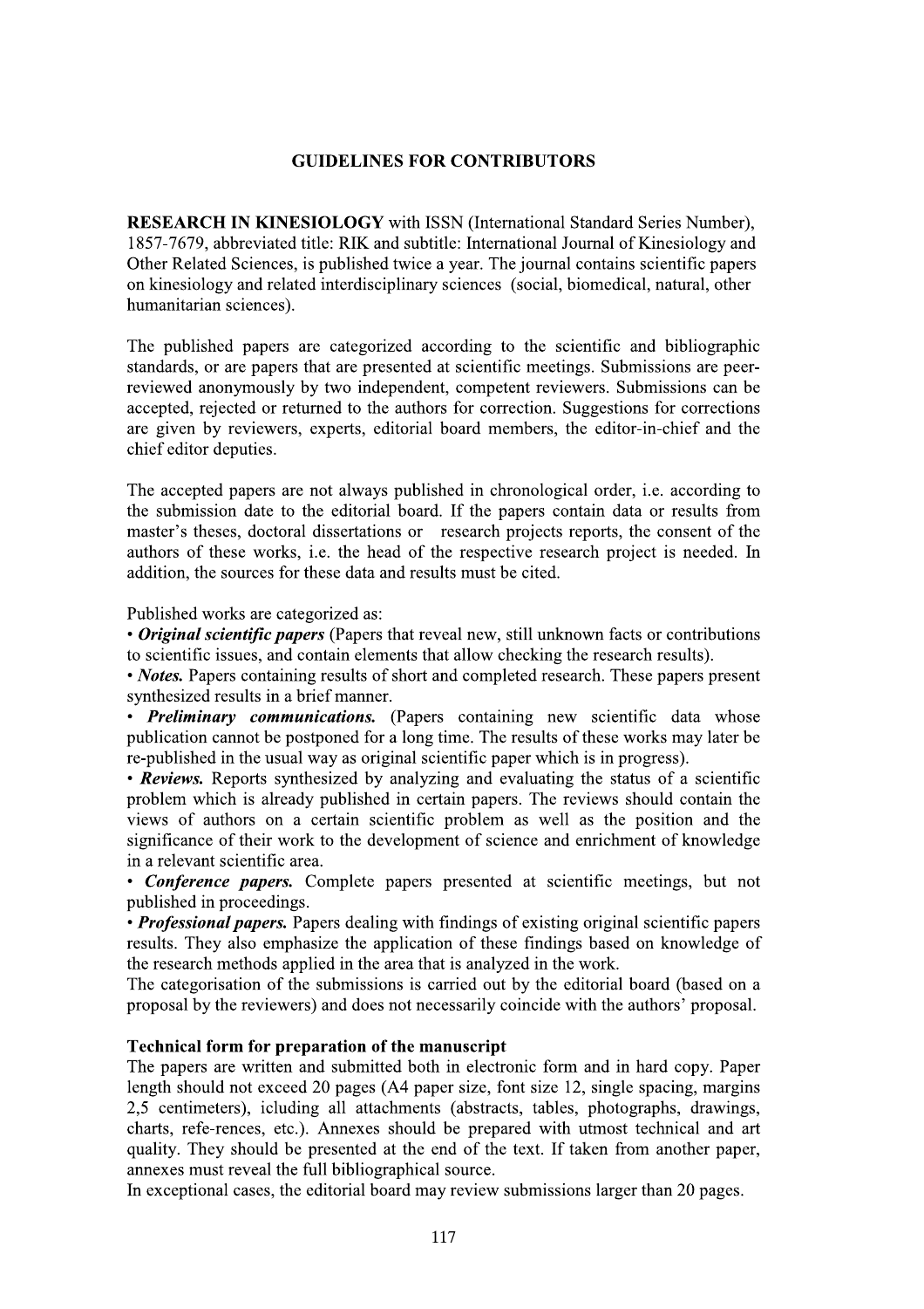# GUIDELINES FOR CONTRIBUTORS

**RESEARCH IN KINESIOLOGY** with ISSN (International Standard Series Number), 1857-7679, abbreviated title: RIK and subtitle: International Journal of Kinesiology and Other Related Sciences, is published twice a year. The journal contains scientific papers on kinesiology and related interdisciplinary sciences (social, biomedical, natural, other humanitarian sciences).

The published papers are categorized according to the scientific and bibliographic standards, or are papers that are presented at scientific meetings. Submissions are peer-reviewed anonymously by two independent, competent reviewers. Submissions can be accepted, rejected or returned to the authors for correction. Suggestions for corrections are given by reviewers, experts, editorial board members, the editor-in-chief and the chief editor deputies.

The accepted papers are not always published in chronological order, i.e. according to the submission date to the editorial board. If the papers contain data or results from master's theses, doctoral dissertations or research projects reports, the consent of the authors of these works, i.e. the head of the respective research project is needed. In addition, the sources for these data and results must be cited.

Published works are categorized as:

- ***Original scientific papers*** (Papers that reveal new, still unknown facts or contributions to scientific issues, and contain elements that allow checking the research results).
- ***Notes.*** Papers containing results of short and completed research. These papers present synthesized results in a brief manner.
- ***Preliminary communications.*** (Papers containing new scientific data whose publication cannot be postponed for a long time. The results of these works may later be re-published in the usual way as original scientific paper which is in progress).
- ***Reviews.*** Reports synthesized by analyzing and evaluating the status of a scientific problem which is already published in certain papers. The reviews should contain the views of authors on a certain scientific problem as well as the position and the significance of their work to the development of science and enrichment of knowledge in a relevant scientific area.
- ***Conference papers.*** Complete papers presented at scientific meetings, but not published in proceedings.
- ***Professional papers.*** Papers dealing with findings of existing original scientific papers results. They also emphasize the application of these findings based on knowledge of the research methods applied in the area that is analyzed in the work.

The categorisation of the submissions is carried out by the editorial board (based on a proposal by the reviewers) and does not necessarily coincide with the authors' proposal.

**Technical form for preparation of the manuscript**

The papers are written and submitted both in electronic form and in hard copy. Paper length should not exceed 20 pages (A4 paper size, font size 12, single spacing, margins 2,5 centimeters), icluding all attachments (abstracts, tables, photographs, drawings, charts, refe-rences, etc.). Annexes should be prepared with utmost technical and art quality. They should be presented at the end of the text. If taken from another paper, annexes must reveal the full bibliographical source.

In exceptional cases, the editorial board may review submissions larger than 20 pages.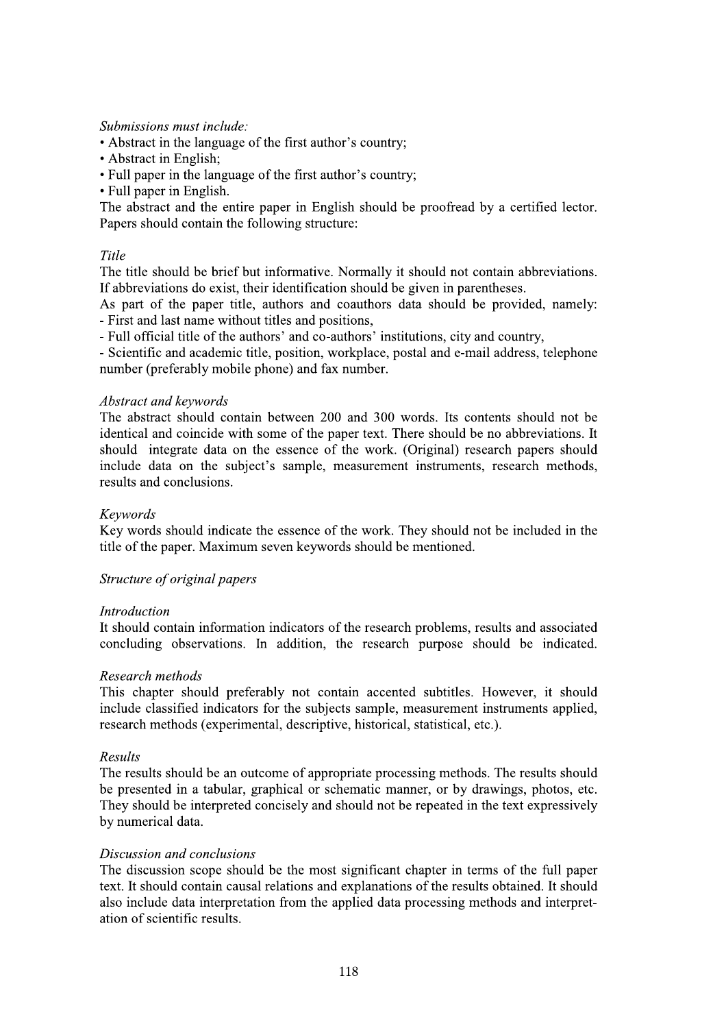*Submissions must include:*

- Abstract in the language of the first author's country;
- Abstract in English;
- Full paper in the language of the first author's country;
- Full paper in English.

The abstract and the entire paper in English should be proofread by a certified lector. Papers should contain the following structure:

*Title*

The title should be brief but informative. Normally it should not contain abbreviations. If abbreviations do exist, their identification should be given in parentheses.

As part of the paper title, authors and coauthors data should be provided, namely:
- First and last name without titles and positions,
- Full official title of the authors' and co-authors' institutions, city and country,
- Scientific and academic title, position, workplace, postal and e-mail address, telephone number (preferably mobile phone) and fax number.

*Abstract and keywords*

The abstract should contain between 200 and 300 words. Its contents should not be identical and coincide with some of the paper text. There should be no abbreviations. It should integrate data on the essence of the work. (Original) research papers should include data on the subject's sample, measurement instruments, research methods, results and conclusions.

*Keywords*

Key words should indicate the essence of the work. They should not be included in the title of the paper. Maximum seven keywords should be mentioned.

*Structure of original papers*

*Introduction*

It should contain information indicators of the research problems, results and associated concluding observations. In addition, the research purpose should be indicated.

*Research methods*

This chapter should preferably not contain accented subtitles. However, it should include classified indicators for the subjects sample, measurement instruments applied, research methods (experimental, descriptive, historical, statistical, etc.).

*Results*

The results should be an outcome of appropriate processing methods. The results should be presented in a tabular, graphical or schematic manner, or by drawings, photos, etc. They should be interpreted concisely and should not be repeated in the text expressively by numerical data.

*Discussion and conclusions*

The discussion scope should be the most significant chapter in terms of the full paper text. It should contain causal relations and explanations of the results obtained. It should also include data interpretation from the applied data processing methods and interpretation of scientific results.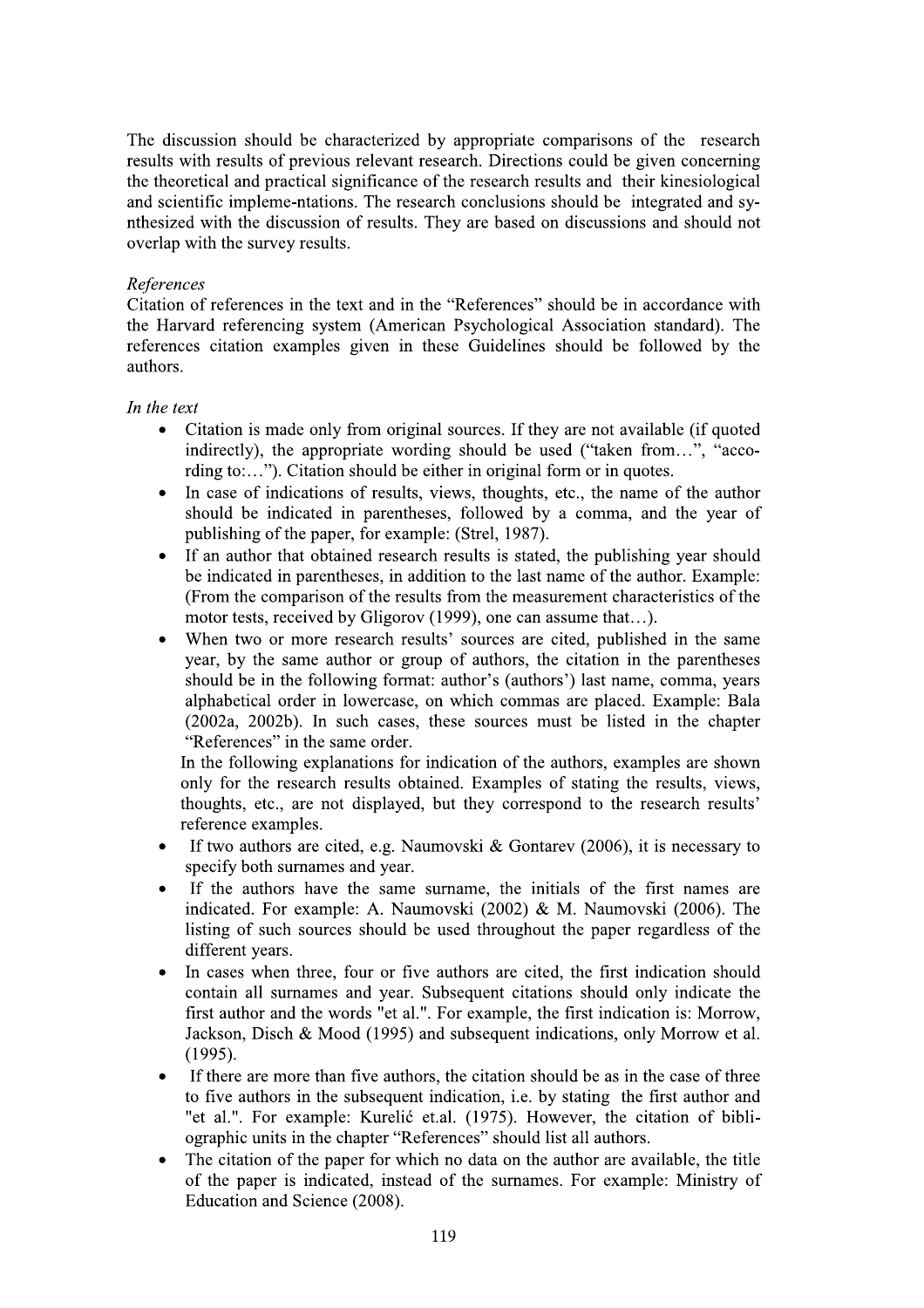The discussion should be characterized by appropriate comparisons of the research results with results of previous relevant research. Directions could be given concerning the theoretical and practical significance of the research results and their kinesiological and scientific impleme-ntations. The research conclusions should be integrated and sy-nthesized with the discussion of results. They are based on discussions and should not overlap with the survey results.

*References*

Citation of references in the text and in the "References" should be in accordance with the Harvard referencing system (American Psychological Association standard). The references citation examples given in these Guidelines should be followed by the authors.

*In the text*

- Citation is made only from original sources. If they are not available (if quoted indirectly), the appropriate wording should be used ("taken from…", "acco-rding to:…"). Citation should be either in original form or in quotes.
- In case of indications of results, views, thoughts, etc., the name of the author should be indicated in parentheses, followed by a comma, and the year of publishing of the paper, for example: (Strel, 1987).
- If an author that obtained research results is stated, the publishing year should be indicated in parentheses, in addition to the last name of the author. Example: (From the comparison of the results from the measurement characteristics of the motor tests, received by Gligorov (1999), one can assume that…).
- When two or more research results' sources are cited, published in the same year, by the same author or group of authors, the citation in the parentheses should be in the following format: author's (authors') last name, comma, years alphabetical order in lowercase, on which commas are placed. Example: Bala (2002a, 2002b). In such cases, these sources must be listed in the chapter "References" in the same order.

  In the following explanations for indication of the authors, examples are shown only for the research results obtained. Examples of stating the results, views, thoughts, etc., are not displayed, but they correspond to the research results' reference examples.
- If two authors are cited, e.g. Naumovski & Gontarev (2006), it is necessary to specify both surnames and year.
- If the authors have the same surname, the initials of the first names are indicated. For example: A. Naumovski (2002) & M. Naumovski (2006). The listing of such sources should be used throughout the paper regardless of the different years.
- In cases when three, four or five authors are cited, the first indication should contain all surnames and year. Subsequent citations should only indicate the first author and the words "et al.". For example, the first indication is: Morrow, Jackson, Disch & Mood (1995) and subsequent indications, only Morrow et al. (1995).
- If there are more than five authors, the citation should be as in the case of three to five authors in the subsequent indication, i.e. by stating the first author and "et al.". For example: Kurelić et.al. (1975). However, the citation of bibli-ographic units in the chapter "References" should list all authors.
- The citation of the paper for which no data on the author are available, the title of the paper is indicated, instead of the surnames. For example: Ministry of Education and Science (2008).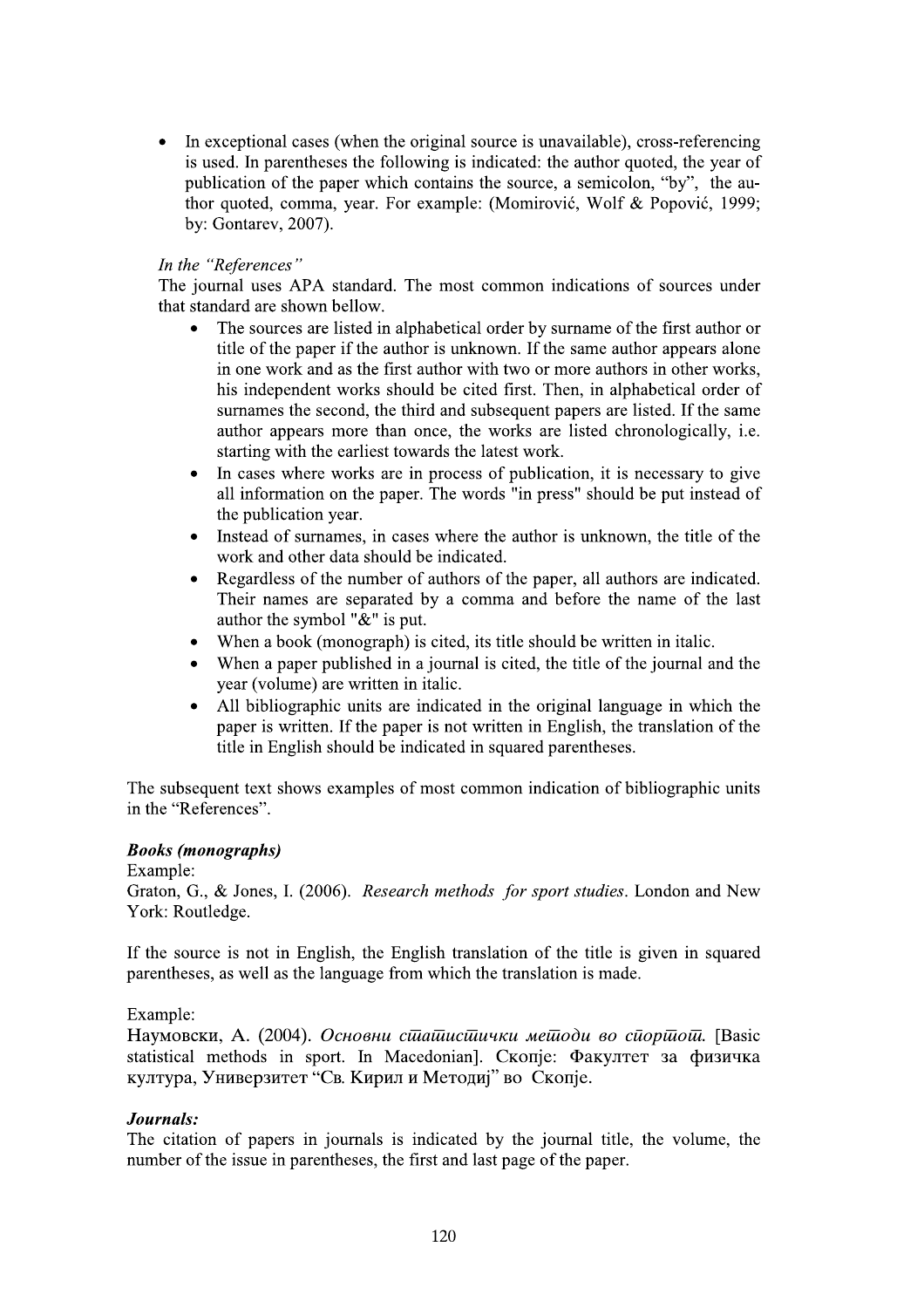- In exceptional cases (when the original source is unavailable), cross-referencing is used. In parentheses the following is indicated: the author quoted, the year of publication of the paper which contains the source, a semicolon, "by", the author quoted, comma, year. For example: (Momirović, Wolf & Popović, 1999; by: Gontarev, 2007).

*In the "References"*

The journal uses APA standard. The most common indications of sources under that standard are shown bellow.

- The sources are listed in alphabetical order by surname of the first author or title of the paper if the author is unknown. If the same author appears alone in one work and as the first author with two or more authors in other works, his independent works should be cited first. Then, in alphabetical order of surnames the second, the third and subsequent papers are listed. If the same author appears more than once, the works are listed chronologically, i.e. starting with the earliest towards the latest work.
- In cases where works are in process of publication, it is necessary to give all information on the paper. The words "in press" should be put instead of the publication year.
- Instead of surnames, in cases where the author is unknown, the title of the work and other data should be indicated.
- Regardless of the number of authors of the paper, all authors are indicated. Their names are separated by a comma and before the name of the last author the symbol "&" is put.
- When a book (monograph) is cited, its title should be written in italic.
- When a paper published in a journal is cited, the title of the journal and the year (volume) are written in italic.
- All bibliographic units are indicated in the original language in which the paper is written. If the paper is not written in English, the translation of the title in English should be indicated in squared parentheses.

The subsequent text shows examples of most common indication of bibliographic units in the "References".

***Books (monographs)***

Example:

Graton, G., & Jones, I. (2006). *Research methods for sport studies*. London and New York: Routledge.

If the source is not in English, the English translation of the title is given in squared parentheses, as well as the language from which the translation is made.

Example:

Наумовски, А. (2004). *Основни статистички методи во спортот.* [Basic statistical methods in sport. In Macedonian]. Скопје: Факултет за физичка култура, Универзитет "Св. Кирил и Методиј" во Скопје.

***Journals:***

The citation of papers in journals is indicated by the journal title, the volume, the number of the issue in parentheses, the first and last page of the paper.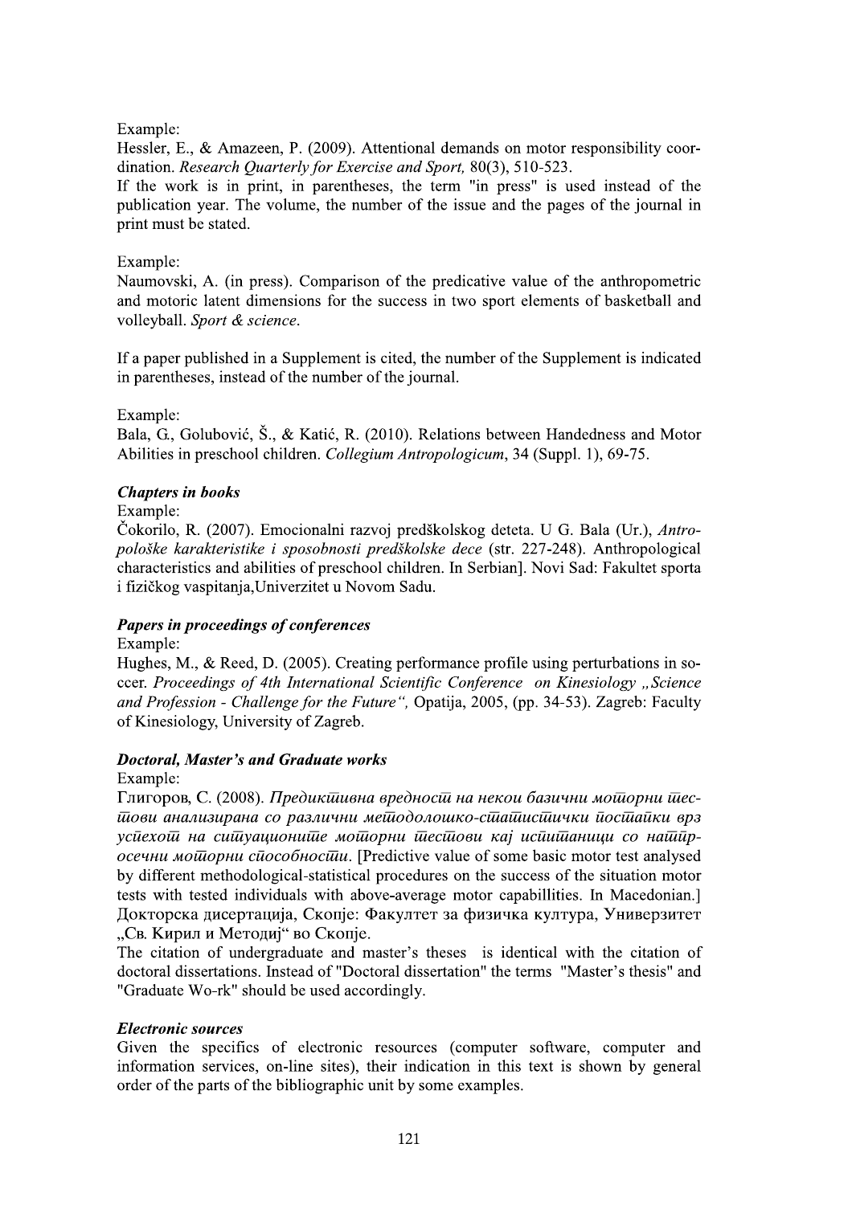Example:
Hessler, E., & Amazeen, P. (2009). Attentional demands on motor responsibility coordination. *Research Quarterly for Exercise and Sport,* 80(3), 510-523.
If the work is in print, in parentheses, the term "in press" is used instead of the publication year. The volume, the number of the issue and the pages of the journal in print must be stated.

Example:
Naumovski, A. (in press). Comparison of the predicative value of the anthropometric and motoric latent dimensions for the success in two sport elements of basketball and volleyball. *Sport & science.*

If a paper published in a Supplement is cited, the number of the Supplement is indicated in parentheses, instead of the number of the journal.

Example:
Bala, G., Golubović, Š., & Katić, R. (2010). Relations between Handedness and Motor Abilities in preschool children. *Collegium Antropologicum*, 34 (Suppl. 1), 69-75.

### *Chapters in books*

Example:
Čokorilo, R. (2007). Emocionalni razvoj predškolskog deteta. U G. Bala (Ur.), *Antropološke karakteristike i sposobnosti predškolske dece* (str. 227-248). Anthropological characteristics and abilities of preschool children. In Serbian]. Novi Sad: Fakultet sporta i fizičkog vaspitanja,Univerzitet u Novom Sadu.

### *Papers in proceedings of conferences*

Example:
Hughes, M., & Reed, D. (2005). Creating performance profile using perturbations in soccer. *Proceedings of 4th International Scientific Conference on Kinesiology „Science and Profession - Challenge for the Future",* Opatija, 2005, (pp. 34-53). Zagreb: Faculty of Kinesiology, University of Zagreb.

### *Doctoral, Master's and Graduate works*

Example:
Глигоров, С. (2008). *Предиктивна вредност на некои базични моторни тестови анализирана со различни методолошко-статистички постапки врз успехот на ситуационите моторни тестови кај испитаници со натпросечни моторни способности.* [Predictive value of some basic motor test analysed by different methodological-statistical procedures on the success of the situation motor tests with tested individuals with above-average motor capabillities. In Macedonian.] Докторска дисертација, Скопје: Факултет за физичка култура, Универзитет „Св. Кирил и Методиј" во Скопје.
The citation of undergraduate and master's theses is identical with the citation of doctoral dissertations. Instead of "Doctoral dissertation" the terms "Master's thesis" and "Graduate Wo-rk" should be used accordingly.

### *Electronic sources*

Given the specifics of electronic resources (computer software, computer and information services, on-line sites), their indication in this text is shown by general order of the parts of the bibliographic unit by some examples.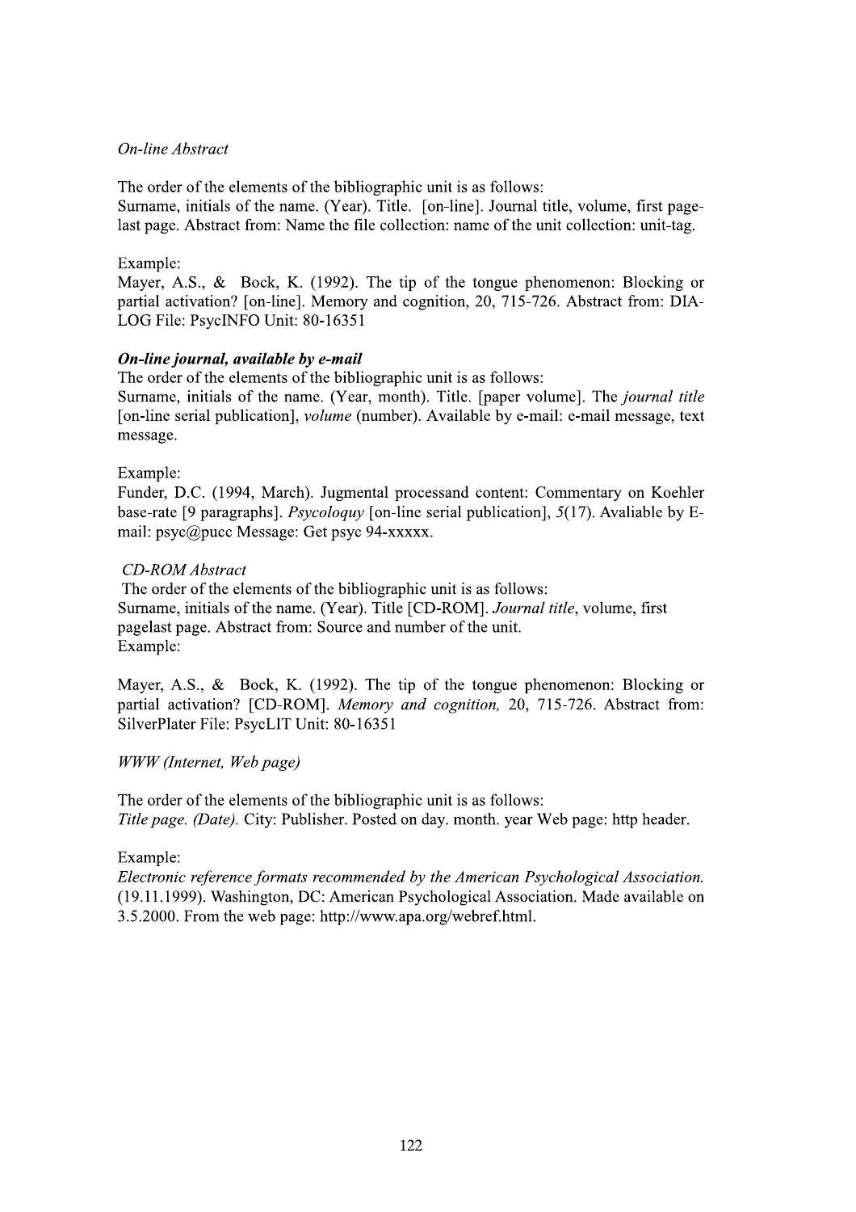*On-line Abstract*

The order of the elements of the bibliographic unit is as follows:
Surname, initials of the name. (Year). Title. [on-line]. Journal title, volume, first page-last page. Abstract from: Name the file collection: name of the unit collection: unit-tag.

Example:
Mayer, A.S., & Bock, K. (1992). The tip of the tongue phenomenon: Blocking or partial activation? [on-line]. Memory and cognition, 20, 715-726. Abstract from: DIA-LOG File: PsycINFO Unit: 80-16351

***On-line journal, available by e-mail***
The order of the elements of the bibliographic unit is as follows:
Surname, initials of the name. (Year, month). Title. [paper volume]. The *journal title* [on-line serial publication], *volume* (number). Available by e-mail: e-mail message, text message.

Example:
Funder, D.C. (1994, March). Jugmental processand content: Commentary on Koehler base-rate [9 paragraphs]. *Psycoloquy* [on-line serial publication], *5*(17). Avaliable by E-mail: psyc@pucc Message: Get psyc 94-xxxxx.

*CD-ROM Abstract*
The order of the elements of the bibliographic unit is as follows:
Surname, initials of the name. (Year). Title [CD-ROM]. *Journal title*, volume, first pagelast page. Abstract from: Source and number of the unit.
Example:

Mayer, A.S., & Bock, K. (1992). The tip of the tongue phenomenon: Blocking or partial activation? [CD-ROM]. *Memory and cognition,* 20, 715-726. Abstract from: SilverPlater File: PsycLIT Unit: 80-16351

*WWW (Internet, Web page)*

The order of the elements of the bibliographic unit is as follows:
*Title page. (Date).* City: Publisher. Posted on day. month. year Web page: http header.

Example:
*Electronic reference formats recommended by the American Psychological Association.* (19.11.1999). Washington, DC: American Psychological Association. Made available on 3.5.2000. From the web page: http://www.apa.org/webref.html.